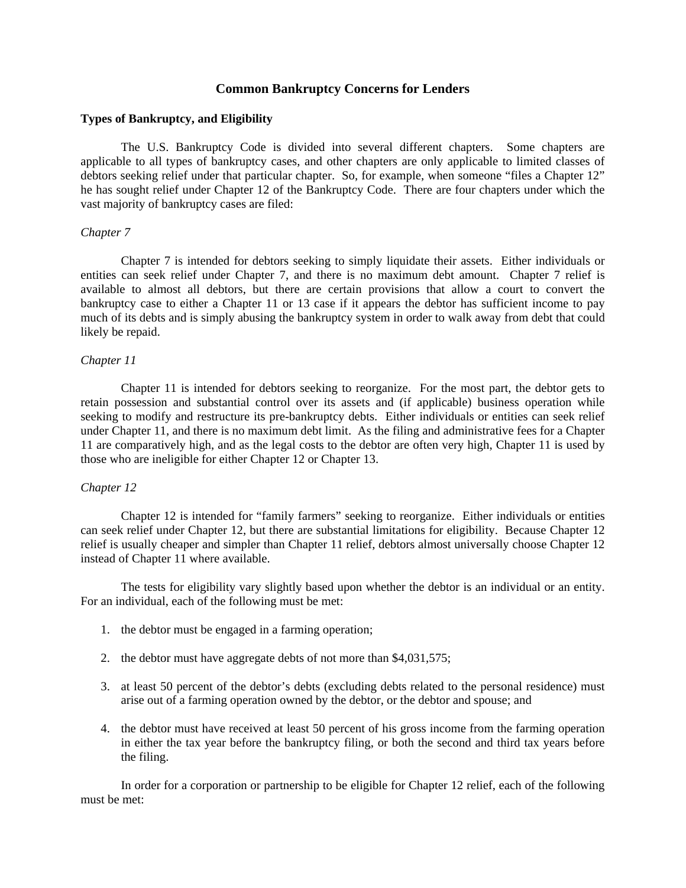# Common Bankruptcy Concerns for Lenders

## Types of Bankruptcy, and Eligibility

The U.S. Bankruptcy Code is divided into several different chapters. Some chapters are applicable to all types of bankruptcy cases, and other chapters are only applicable to limited classes of debtors seeking relief under that particular chapter. So, for example, when someone "files a Chapter 12" he has sought relief under Chapter 12 of the Bankruptcy Code. There are four chapters under which the vast majority of bankruptcy cases are filed:

### *Chapter 7*

Chapter 7 is intended for debtors seeking to simply liquidate their assets. Either individuals or entities can seek relief under Chapter 7, and there is no maximum debt amount. Chapter 7 relief is available to almost all debtors, but there are certain provisions that allow a court to convert the bankruptcy case to either a Chapter 11 or 13 case if it appears the debtor has sufficient income to pay much of its debts and is simply abusing the bankruptcy system in order to walk away from debt that could likely be repaid.

### *Chapter 11*

Chapter 11 is intended for debtors seeking to reorganize. For the most part, the debtor gets to retain possession and substantial control over its assets and (if applicable) business operation while seeking to modify and restructure its pre-bankruptcy debts. Either individuals or entities can seek relief under Chapter 11, and there is no maximum debt limit. As the filing and administrative fees for a Chapter 11 are comparatively high, and as the legal costs to the debtor are often very high, Chapter 11 is used by those who are ineligible for either Chapter 12 or Chapter 13.

### *Chapter 12*

Chapter 12 is intended for "family farmers" seeking to reorganize. Either individuals or entities can seek relief under Chapter 12, but there are substantial limitations for eligibility. Because Chapter 12 relief is usually cheaper and simpler than Chapter 11 relief, debtors almost universally choose Chapter 12 instead of Chapter 11 where available.

The tests for eligibility vary slightly based upon whether the debtor is an individual or an entity. For an individual, each of the following must be met:

1. the debtor must be engaged in a farming operation;
2. the debtor must have aggregate debts of not more than $4,031,575;
3. at least 50 percent of the debtor's debts (excluding debts related to the personal residence) must arise out of a farming operation owned by the debtor, or the debtor and spouse; and
4. the debtor must have received at least 50 percent of his gross income from the farming operation in either the tax year before the bankruptcy filing, or both the second and third tax years before the filing.

In order for a corporation or partnership to be eligible for Chapter 12 relief, each of the following must be met: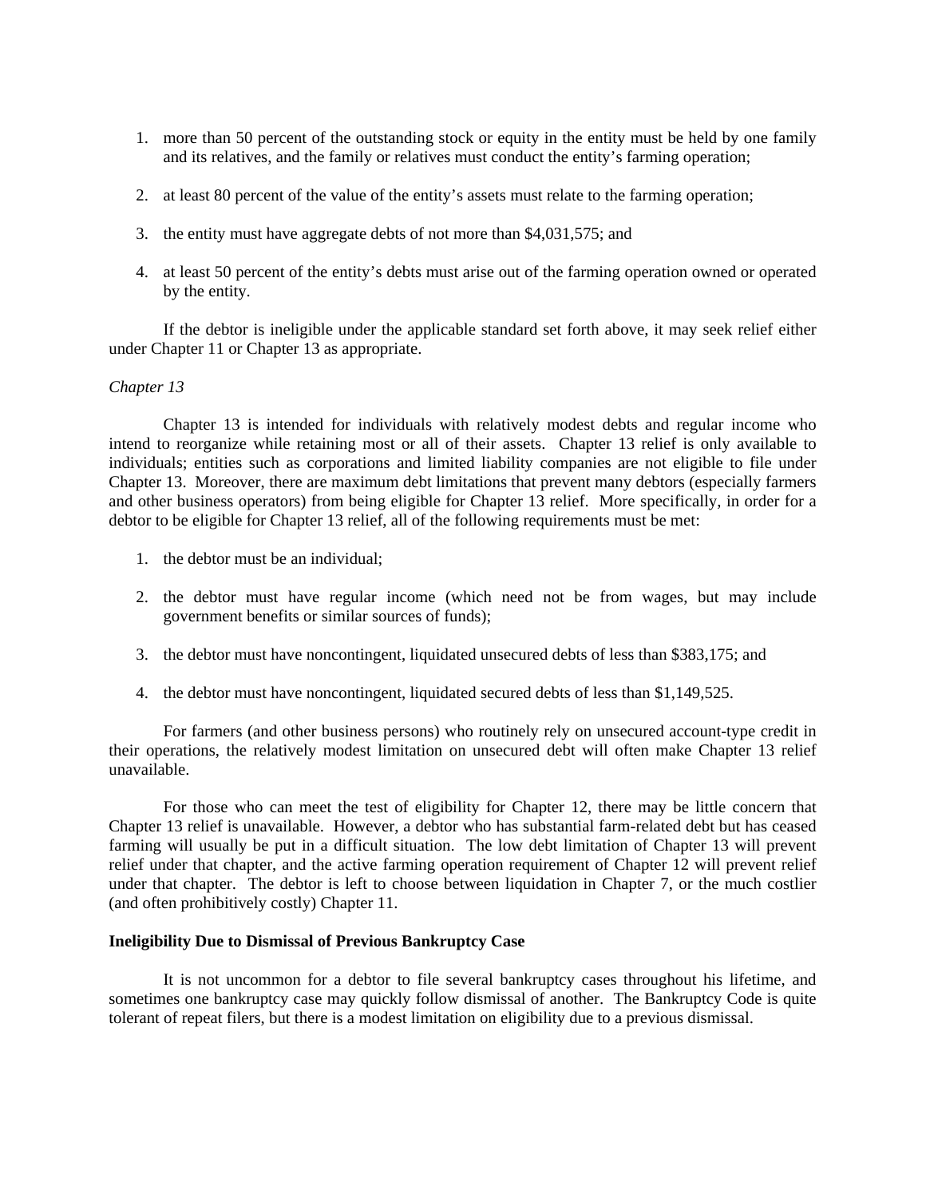1. more than 50 percent of the outstanding stock or equity in the entity must be held by one family and its relatives, and the family or relatives must conduct the entity's farming operation;

2. at least 80 percent of the value of the entity's assets must relate to the farming operation;

3. the entity must have aggregate debts of not more than $4,031,575; and

4. at least 50 percent of the entity's debts must arise out of the farming operation owned or operated by the entity.

If the debtor is ineligible under the applicable standard set forth above, it may seek relief either under Chapter 11 or Chapter 13 as appropriate.

*Chapter 13*

Chapter 13 is intended for individuals with relatively modest debts and regular income who intend to reorganize while retaining most or all of their assets. Chapter 13 relief is only available to individuals; entities such as corporations and limited liability companies are not eligible to file under Chapter 13. Moreover, there are maximum debt limitations that prevent many debtors (especially farmers and other business operators) from being eligible for Chapter 13 relief. More specifically, in order for a debtor to be eligible for Chapter 13 relief, all of the following requirements must be met:

1. the debtor must be an individual;

2. the debtor must have regular income (which need not be from wages, but may include government benefits or similar sources of funds);

3. the debtor must have noncontingent, liquidated unsecured debts of less than $383,175; and

4. the debtor must have noncontingent, liquidated secured debts of less than $1,149,525.

For farmers (and other business persons) who routinely rely on unsecured account-type credit in their operations, the relatively modest limitation on unsecured debt will often make Chapter 13 relief unavailable.

For those who can meet the test of eligibility for Chapter 12, there may be little concern that Chapter 13 relief is unavailable. However, a debtor who has substantial farm-related debt but has ceased farming will usually be put in a difficult situation. The low debt limitation of Chapter 13 will prevent relief under that chapter, and the active farming operation requirement of Chapter 12 will prevent relief under that chapter. The debtor is left to choose between liquidation in Chapter 7, or the much costlier (and often prohibitively costly) Chapter 11.

**Ineligibility Due to Dismissal of Previous Bankruptcy Case**

It is not uncommon for a debtor to file several bankruptcy cases throughout his lifetime, and sometimes one bankruptcy case may quickly follow dismissal of another. The Bankruptcy Code is quite tolerant of repeat filers, but there is a modest limitation on eligibility due to a previous dismissal.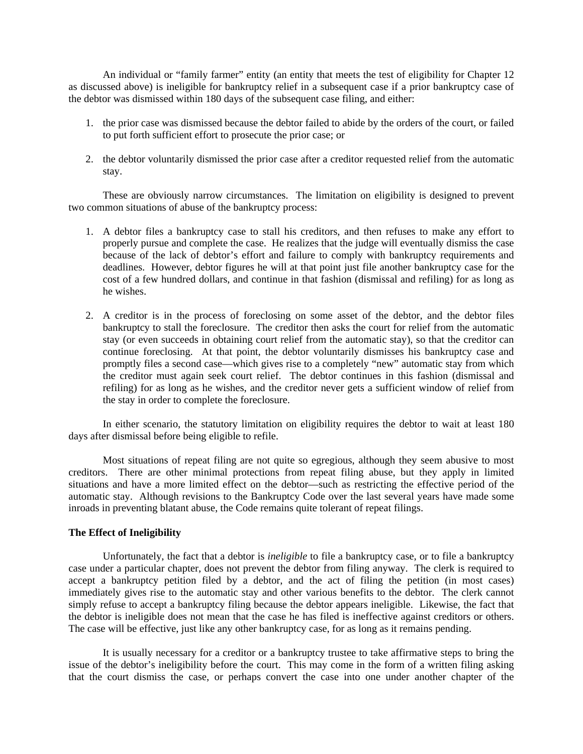An individual or "family farmer" entity (an entity that meets the test of eligibility for Chapter 12 as discussed above) is ineligible for bankruptcy relief in a subsequent case if a prior bankruptcy case of the debtor was dismissed within 180 days of the subsequent case filing, and either:

1. the prior case was dismissed because the debtor failed to abide by the orders of the court, or failed to put forth sufficient effort to prosecute the prior case; or

2. the debtor voluntarily dismissed the prior case after a creditor requested relief from the automatic stay.

These are obviously narrow circumstances. The limitation on eligibility is designed to prevent two common situations of abuse of the bankruptcy process:

1. A debtor files a bankruptcy case to stall his creditors, and then refuses to make any effort to properly pursue and complete the case. He realizes that the judge will eventually dismiss the case because of the lack of debtor's effort and failure to comply with bankruptcy requirements and deadlines. However, debtor figures he will at that point just file another bankruptcy case for the cost of a few hundred dollars, and continue in that fashion (dismissal and refiling) for as long as he wishes.

2. A creditor is in the process of foreclosing on some asset of the debtor, and the debtor files bankruptcy to stall the foreclosure. The creditor then asks the court for relief from the automatic stay (or even succeeds in obtaining court relief from the automatic stay), so that the creditor can continue foreclosing. At that point, the debtor voluntarily dismisses his bankruptcy case and promptly files a second case—which gives rise to a completely "new" automatic stay from which the creditor must again seek court relief. The debtor continues in this fashion (dismissal and refiling) for as long as he wishes, and the creditor never gets a sufficient window of relief from the stay in order to complete the foreclosure.

In either scenario, the statutory limitation on eligibility requires the debtor to wait at least 180 days after dismissal before being eligible to refile.

Most situations of repeat filing are not quite so egregious, although they seem abusive to most creditors. There are other minimal protections from repeat filing abuse, but they apply in limited situations and have a more limited effect on the debtor—such as restricting the effective period of the automatic stay. Although revisions to the Bankruptcy Code over the last several years have made some inroads in preventing blatant abuse, the Code remains quite tolerant of repeat filings.

**The Effect of Ineligibility**

Unfortunately, the fact that a debtor is *ineligible* to file a bankruptcy case, or to file a bankruptcy case under a particular chapter, does not prevent the debtor from filing anyway. The clerk is required to accept a bankruptcy petition filed by a debtor, and the act of filing the petition (in most cases) immediately gives rise to the automatic stay and other various benefits to the debtor. The clerk cannot simply refuse to accept a bankruptcy filing because the debtor appears ineligible. Likewise, the fact that the debtor is ineligible does not mean that the case he has filed is ineffective against creditors or others. The case will be effective, just like any other bankruptcy case, for as long as it remains pending.

It is usually necessary for a creditor or a bankruptcy trustee to take affirmative steps to bring the issue of the debtor's ineligibility before the court. This may come in the form of a written filing asking that the court dismiss the case, or perhaps convert the case into one under another chapter of the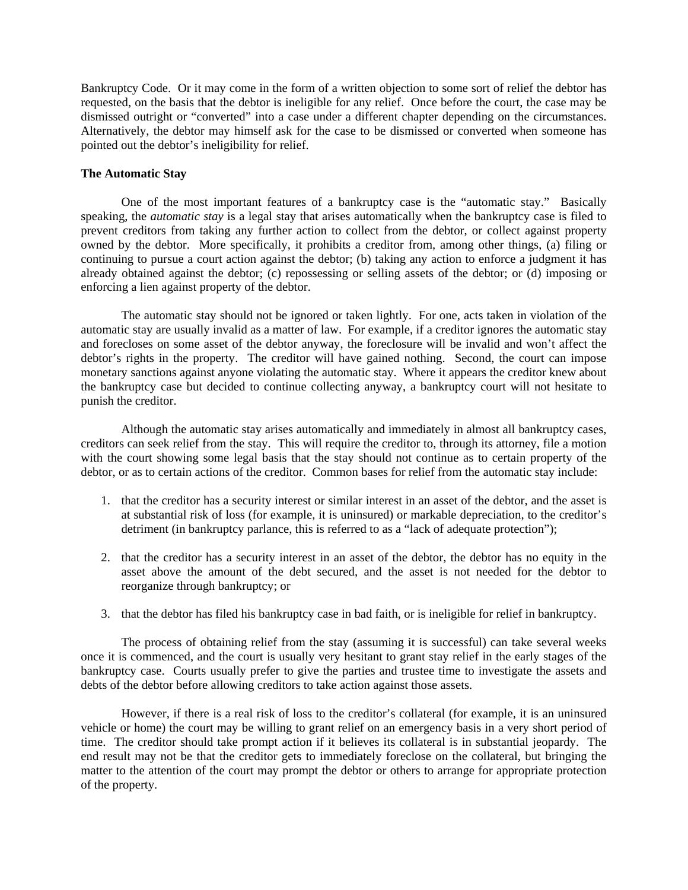Bankruptcy Code. Or it may come in the form of a written objection to some sort of relief the debtor has requested, on the basis that the debtor is ineligible for any relief. Once before the court, the case may be dismissed outright or "converted" into a case under a different chapter depending on the circumstances. Alternatively, the debtor may himself ask for the case to be dismissed or converted when someone has pointed out the debtor's ineligibility for relief.

**The Automatic Stay**

One of the most important features of a bankruptcy case is the "automatic stay." Basically speaking, the *automatic stay* is a legal stay that arises automatically when the bankruptcy case is filed to prevent creditors from taking any further action to collect from the debtor, or collect against property owned by the debtor. More specifically, it prohibits a creditor from, among other things, (a) filing or continuing to pursue a court action against the debtor; (b) taking any action to enforce a judgment it has already obtained against the debtor; (c) repossessing or selling assets of the debtor; or (d) imposing or enforcing a lien against property of the debtor.

The automatic stay should not be ignored or taken lightly. For one, acts taken in violation of the automatic stay are usually invalid as a matter of law. For example, if a creditor ignores the automatic stay and forecloses on some asset of the debtor anyway, the foreclosure will be invalid and won't affect the debtor's rights in the property. The creditor will have gained nothing. Second, the court can impose monetary sanctions against anyone violating the automatic stay. Where it appears the creditor knew about the bankruptcy case but decided to continue collecting anyway, a bankruptcy court will not hesitate to punish the creditor.

Although the automatic stay arises automatically and immediately in almost all bankruptcy cases, creditors can seek relief from the stay. This will require the creditor to, through its attorney, file a motion with the court showing some legal basis that the stay should not continue as to certain property of the debtor, or as to certain actions of the creditor. Common bases for relief from the automatic stay include:

1. that the creditor has a security interest or similar interest in an asset of the debtor, and the asset is at substantial risk of loss (for example, it is uninsured) or markable depreciation, to the creditor's detriment (in bankruptcy parlance, this is referred to as a "lack of adequate protection");

2. that the creditor has a security interest in an asset of the debtor, the debtor has no equity in the asset above the amount of the debt secured, and the asset is not needed for the debtor to reorganize through bankruptcy; or

3. that the debtor has filed his bankruptcy case in bad faith, or is ineligible for relief in bankruptcy.

The process of obtaining relief from the stay (assuming it is successful) can take several weeks once it is commenced, and the court is usually very hesitant to grant stay relief in the early stages of the bankruptcy case. Courts usually prefer to give the parties and trustee time to investigate the assets and debts of the debtor before allowing creditors to take action against those assets.

However, if there is a real risk of loss to the creditor's collateral (for example, it is an uninsured vehicle or home) the court may be willing to grant relief on an emergency basis in a very short period of time. The creditor should take prompt action if it believes its collateral is in substantial jeopardy. The end result may not be that the creditor gets to immediately foreclose on the collateral, but bringing the matter to the attention of the court may prompt the debtor or others to arrange for appropriate protection of the property.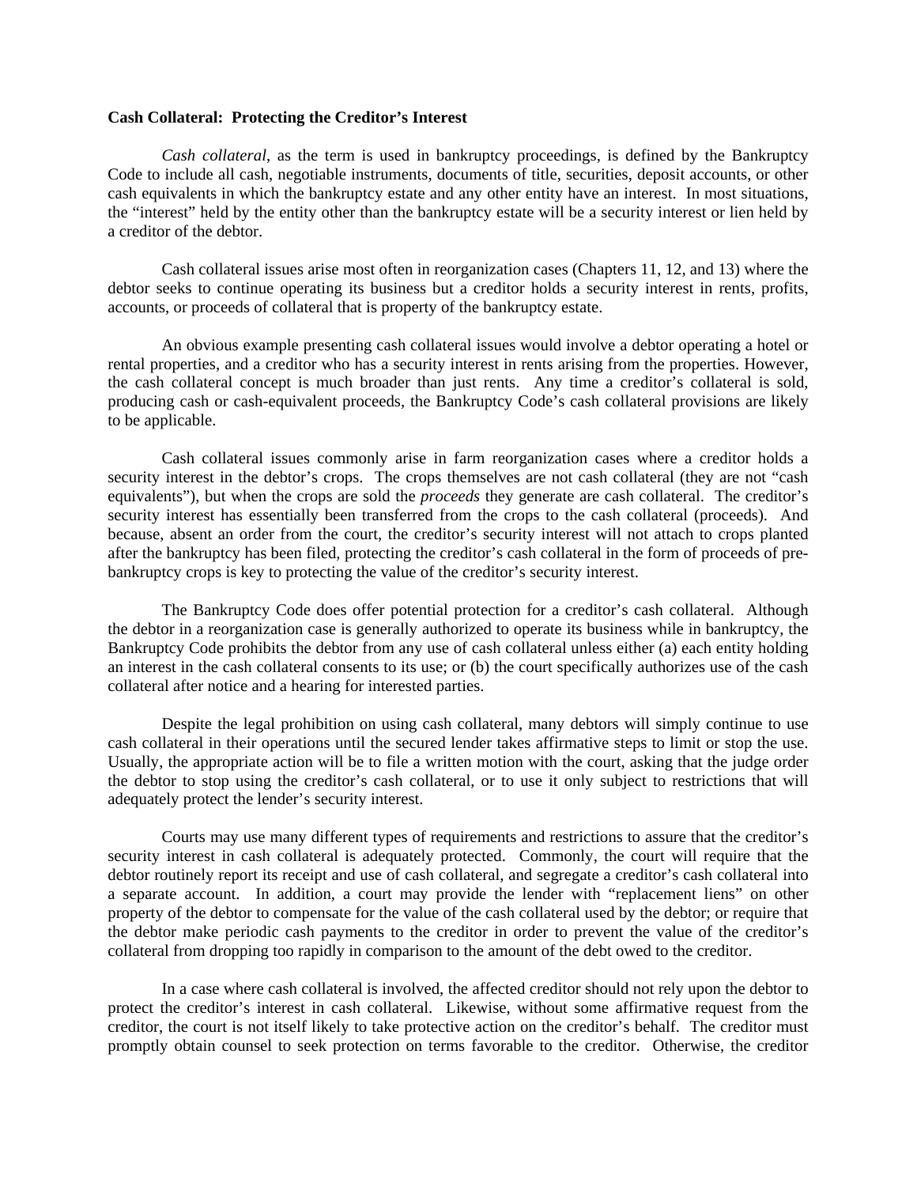**Cash Collateral: Protecting the Creditor's Interest**

*Cash collateral*, as the term is used in bankruptcy proceedings, is defined by the Bankruptcy Code to include all cash, negotiable instruments, documents of title, securities, deposit accounts, or other cash equivalents in which the bankruptcy estate and any other entity have an interest. In most situations, the "interest" held by the entity other than the bankruptcy estate will be a security interest or lien held by a creditor of the debtor.

Cash collateral issues arise most often in reorganization cases (Chapters 11, 12, and 13) where the debtor seeks to continue operating its business but a creditor holds a security interest in rents, profits, accounts, or proceeds of collateral that is property of the bankruptcy estate.

An obvious example presenting cash collateral issues would involve a debtor operating a hotel or rental properties, and a creditor who has a security interest in rents arising from the properties. However, the cash collateral concept is much broader than just rents. Any time a creditor's collateral is sold, producing cash or cash-equivalent proceeds, the Bankruptcy Code's cash collateral provisions are likely to be applicable.

Cash collateral issues commonly arise in farm reorganization cases where a creditor holds a security interest in the debtor's crops. The crops themselves are not cash collateral (they are not "cash equivalents"), but when the crops are sold the *proceeds* they generate are cash collateral. The creditor's security interest has essentially been transferred from the crops to the cash collateral (proceeds). And because, absent an order from the court, the creditor's security interest will not attach to crops planted after the bankruptcy has been filed, protecting the creditor's cash collateral in the form of proceeds of pre-bankruptcy crops is key to protecting the value of the creditor's security interest.

The Bankruptcy Code does offer potential protection for a creditor's cash collateral. Although the debtor in a reorganization case is generally authorized to operate its business while in bankruptcy, the Bankruptcy Code prohibits the debtor from any use of cash collateral unless either (a) each entity holding an interest in the cash collateral consents to its use; or (b) the court specifically authorizes use of the cash collateral after notice and a hearing for interested parties.

Despite the legal prohibition on using cash collateral, many debtors will simply continue to use cash collateral in their operations until the secured lender takes affirmative steps to limit or stop the use. Usually, the appropriate action will be to file a written motion with the court, asking that the judge order the debtor to stop using the creditor's cash collateral, or to use it only subject to restrictions that will adequately protect the lender's security interest.

Courts may use many different types of requirements and restrictions to assure that the creditor's security interest in cash collateral is adequately protected. Commonly, the court will require that the debtor routinely report its receipt and use of cash collateral, and segregate a creditor's cash collateral into a separate account. In addition, a court may provide the lender with "replacement liens" on other property of the debtor to compensate for the value of the cash collateral used by the debtor; or require that the debtor make periodic cash payments to the creditor in order to prevent the value of the creditor's collateral from dropping too rapidly in comparison to the amount of the debt owed to the creditor.

In a case where cash collateral is involved, the affected creditor should not rely upon the debtor to protect the creditor's interest in cash collateral. Likewise, without some affirmative request from the creditor, the court is not itself likely to take protective action on the creditor's behalf. The creditor must promptly obtain counsel to seek protection on terms favorable to the creditor. Otherwise, the creditor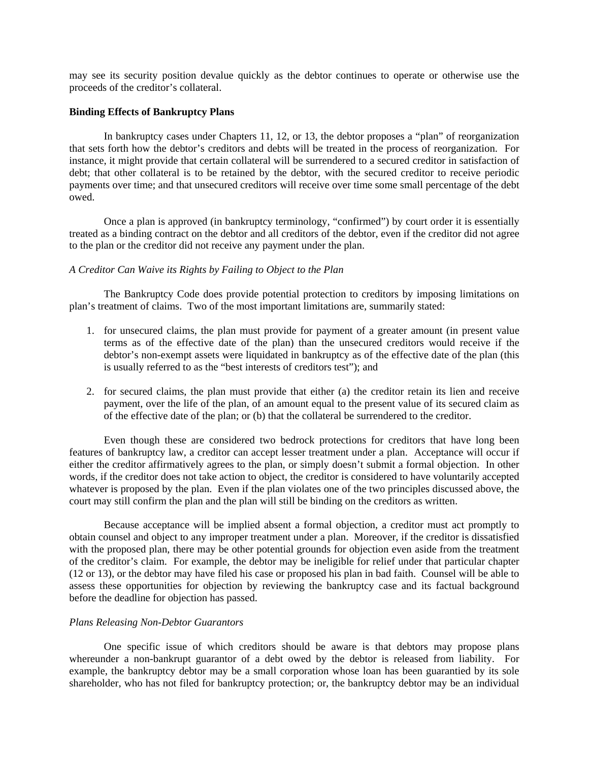may see its security position devalue quickly as the debtor continues to operate or otherwise use the proceeds of the creditor's collateral.

**Binding Effects of Bankruptcy Plans**

In bankruptcy cases under Chapters 11, 12, or 13, the debtor proposes a "plan" of reorganization that sets forth how the debtor's creditors and debts will be treated in the process of reorganization. For instance, it might provide that certain collateral will be surrendered to a secured creditor in satisfaction of debt; that other collateral is to be retained by the debtor, with the secured creditor to receive periodic payments over time; and that unsecured creditors will receive over time some small percentage of the debt owed.

Once a plan is approved (in bankruptcy terminology, "confirmed") by court order it is essentially treated as a binding contract on the debtor and all creditors of the debtor, even if the creditor did not agree to the plan or the creditor did not receive any payment under the plan.

*A Creditor Can Waive its Rights by Failing to Object to the Plan*

The Bankruptcy Code does provide potential protection to creditors by imposing limitations on plan's treatment of claims. Two of the most important limitations are, summarily stated:

1. for unsecured claims, the plan must provide for payment of a greater amount (in present value terms as of the effective date of the plan) than the unsecured creditors would receive if the debtor's non-exempt assets were liquidated in bankruptcy as of the effective date of the plan (this is usually referred to as the "best interests of creditors test"); and

2. for secured claims, the plan must provide that either (a) the creditor retain its lien and receive payment, over the life of the plan, of an amount equal to the present value of its secured claim as of the effective date of the plan; or (b) that the collateral be surrendered to the creditor.

Even though these are considered two bedrock protections for creditors that have long been features of bankruptcy law, a creditor can accept lesser treatment under a plan. Acceptance will occur if either the creditor affirmatively agrees to the plan, or simply doesn't submit a formal objection. In other words, if the creditor does not take action to object, the creditor is considered to have voluntarily accepted whatever is proposed by the plan. Even if the plan violates one of the two principles discussed above, the court may still confirm the plan and the plan will still be binding on the creditors as written.

Because acceptance will be implied absent a formal objection, a creditor must act promptly to obtain counsel and object to any improper treatment under a plan. Moreover, if the creditor is dissatisfied with the proposed plan, there may be other potential grounds for objection even aside from the treatment of the creditor's claim. For example, the debtor may be ineligible for relief under that particular chapter (12 or 13), or the debtor may have filed his case or proposed his plan in bad faith. Counsel will be able to assess these opportunities for objection by reviewing the bankruptcy case and its factual background before the deadline for objection has passed.

*Plans Releasing Non-Debtor Guarantors*

One specific issue of which creditors should be aware is that debtors may propose plans whereunder a non-bankrupt guarantor of a debt owed by the debtor is released from liability. For example, the bankruptcy debtor may be a small corporation whose loan has been guarantied by its sole shareholder, who has not filed for bankruptcy protection; or, the bankruptcy debtor may be an individual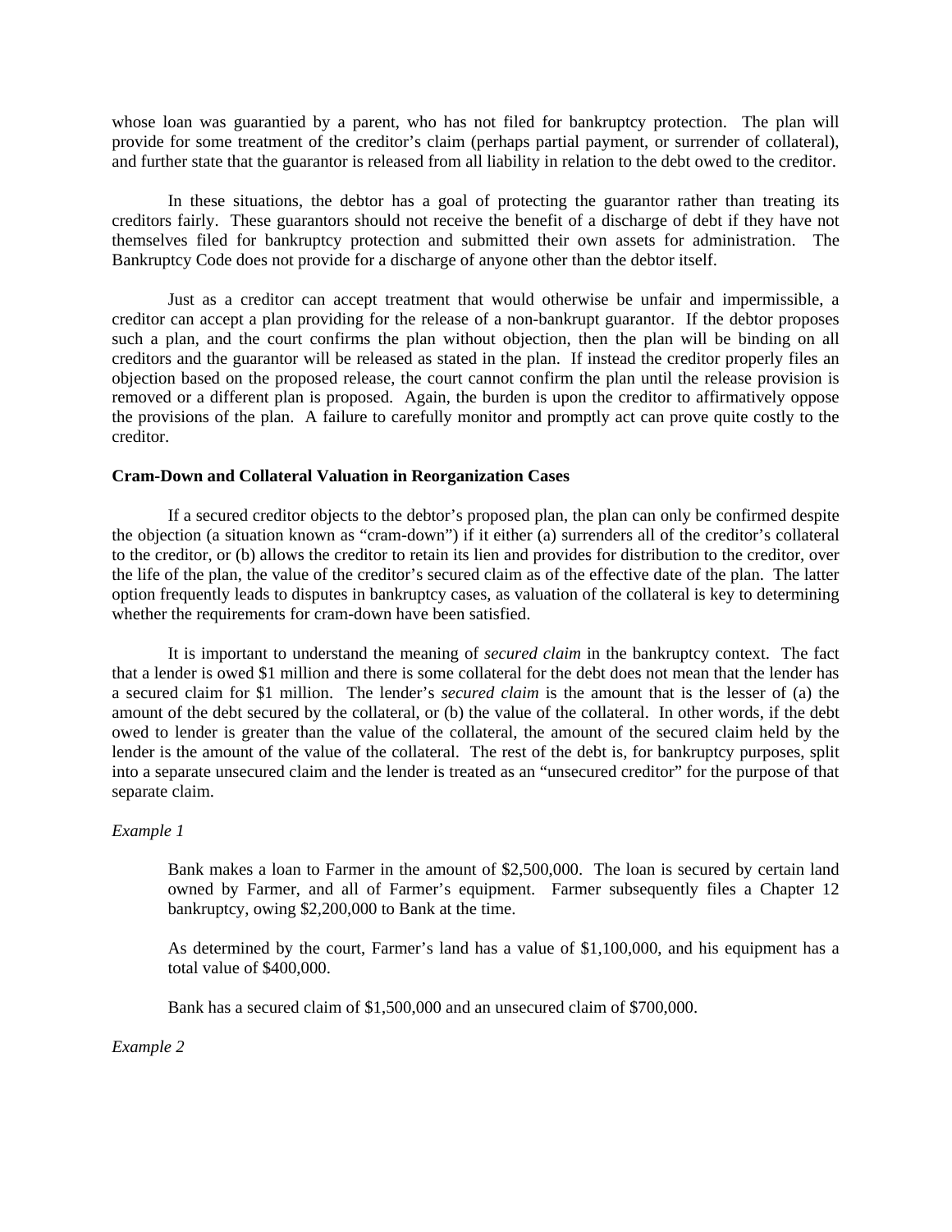whose loan was guarantied by a parent, who has not filed for bankruptcy protection. The plan will provide for some treatment of the creditor's claim (perhaps partial payment, or surrender of collateral), and further state that the guarantor is released from all liability in relation to the debt owed to the creditor.

In these situations, the debtor has a goal of protecting the guarantor rather than treating its creditors fairly. These guarantors should not receive the benefit of a discharge of debt if they have not themselves filed for bankruptcy protection and submitted their own assets for administration. The Bankruptcy Code does not provide for a discharge of anyone other than the debtor itself.

Just as a creditor can accept treatment that would otherwise be unfair and impermissible, a creditor can accept a plan providing for the release of a non-bankrupt guarantor. If the debtor proposes such a plan, and the court confirms the plan without objection, then the plan will be binding on all creditors and the guarantor will be released as stated in the plan. If instead the creditor properly files an objection based on the proposed release, the court cannot confirm the plan until the release provision is removed or a different plan is proposed. Again, the burden is upon the creditor to affirmatively oppose the provisions of the plan. A failure to carefully monitor and promptly act can prove quite costly to the creditor.

**Cram-Down and Collateral Valuation in Reorganization Cases**

If a secured creditor objects to the debtor's proposed plan, the plan can only be confirmed despite the objection (a situation known as "cram-down") if it either (a) surrenders all of the creditor's collateral to the creditor, or (b) allows the creditor to retain its lien and provides for distribution to the creditor, over the life of the plan, the value of the creditor's secured claim as of the effective date of the plan. The latter option frequently leads to disputes in bankruptcy cases, as valuation of the collateral is key to determining whether the requirements for cram-down have been satisfied.

It is important to understand the meaning of *secured claim* in the bankruptcy context. The fact that a lender is owed $1 million and there is some collateral for the debt does not mean that the lender has a secured claim for $1 million. The lender's *secured claim* is the amount that is the lesser of (a) the amount of the debt secured by the collateral, or (b) the value of the collateral. In other words, if the debt owed to lender is greater than the value of the collateral, the amount of the secured claim held by the lender is the amount of the value of the collateral. The rest of the debt is, for bankruptcy purposes, split into a separate unsecured claim and the lender is treated as an "unsecured creditor" for the purpose of that separate claim.

*Example 1*

> Bank makes a loan to Farmer in the amount of $2,500,000. The loan is secured by certain land owned by Farmer, and all of Farmer's equipment. Farmer subsequently files a Chapter 12 bankruptcy, owing $2,200,000 to Bank at the time.
>
> As determined by the court, Farmer's land has a value of $1,100,000, and his equipment has a total value of $400,000.
>
> Bank has a secured claim of $1,500,000 and an unsecured claim of $700,000.

*Example 2*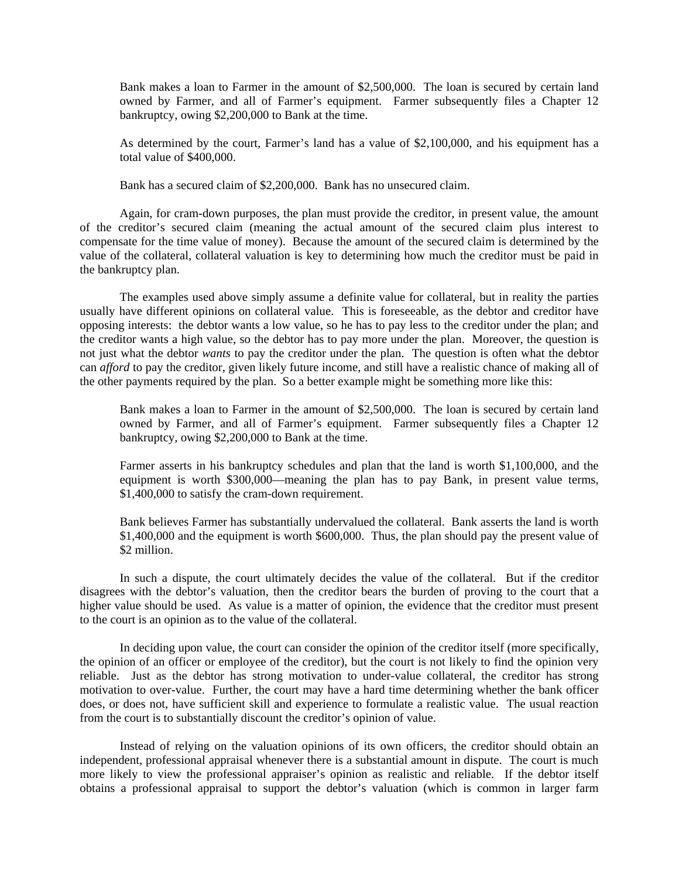> Bank makes a loan to Farmer in the amount of $2,500,000. The loan is secured by certain land owned by Farmer, and all of Farmer's equipment. Farmer subsequently files a Chapter 12 bankruptcy, owing $2,200,000 to Bank at the time.
>
> As determined by the court, Farmer's land has a value of $2,100,000, and his equipment has a total value of $400,000.
>
> Bank has a secured claim of $2,200,000. Bank has no unsecured claim.

Again, for cram-down purposes, the plan must provide the creditor, in present value, the amount of the creditor's secured claim (meaning the actual amount of the secured claim plus interest to compensate for the time value of money). Because the amount of the secured claim is determined by the value of the collateral, collateral valuation is key to determining how much the creditor must be paid in the bankruptcy plan.

The examples used above simply assume a definite value for collateral, but in reality the parties usually have different opinions on collateral value. This is foreseeable, as the debtor and creditor have opposing interests: the debtor wants a low value, so he has to pay less to the creditor under the plan; and the creditor wants a high value, so the debtor has to pay more under the plan. Moreover, the question is not just what the debtor *wants* to pay the creditor under the plan. The question is often what the debtor can *afford* to pay the creditor, given likely future income, and still have a realistic chance of making all of the other payments required by the plan. So a better example might be something more like this:

> Bank makes a loan to Farmer in the amount of $2,500,000. The loan is secured by certain land owned by Farmer, and all of Farmer's equipment. Farmer subsequently files a Chapter 12 bankruptcy, owing $2,200,000 to Bank at the time.
>
> Farmer asserts in his bankruptcy schedules and plan that the land is worth $1,100,000, and the equipment is worth $300,000—meaning the plan has to pay Bank, in present value terms, $1,400,000 to satisfy the cram-down requirement.
>
> Bank believes Farmer has substantially undervalued the collateral. Bank asserts the land is worth $1,400,000 and the equipment is worth $600,000. Thus, the plan should pay the present value of $2 million.

In such a dispute, the court ultimately decides the value of the collateral. But if the creditor disagrees with the debtor's valuation, then the creditor bears the burden of proving to the court that a higher value should be used. As value is a matter of opinion, the evidence that the creditor must present to the court is an opinion as to the value of the collateral.

In deciding upon value, the court can consider the opinion of the creditor itself (more specifically, the opinion of an officer or employee of the creditor), but the court is not likely to find the opinion very reliable. Just as the debtor has strong motivation to under-value collateral, the creditor has strong motivation to over-value. Further, the court may have a hard time determining whether the bank officer does, or does not, have sufficient skill and experience to formulate a realistic value. The usual reaction from the court is to substantially discount the creditor's opinion of value.

Instead of relying on the valuation opinions of its own officers, the creditor should obtain an independent, professional appraisal whenever there is a substantial amount in dispute. The court is much more likely to view the professional appraiser's opinion as realistic and reliable. If the debtor itself obtains a professional appraisal to support the debtor's valuation (which is common in larger farm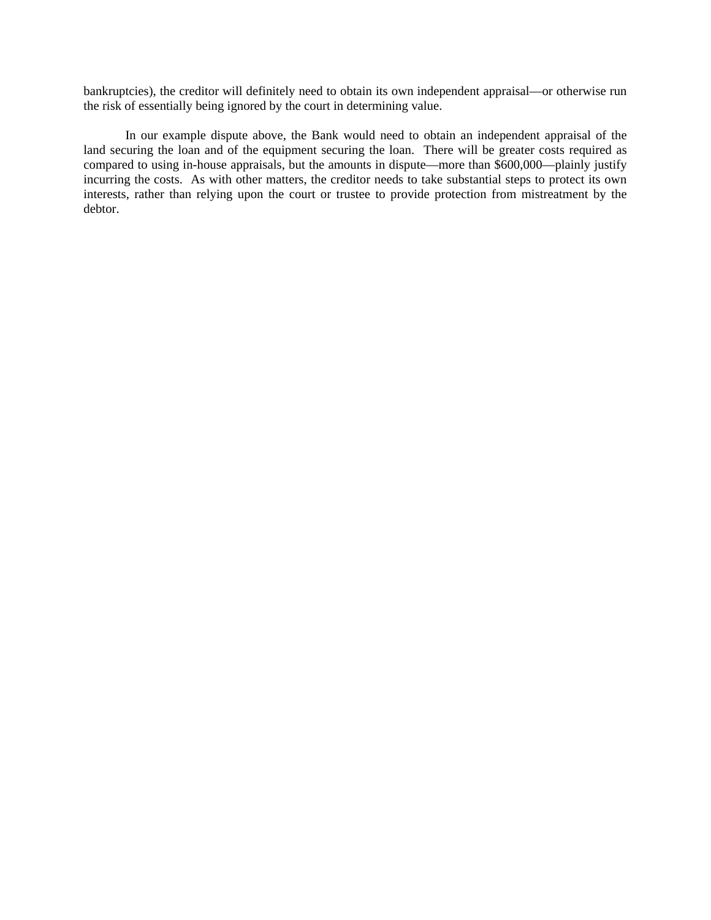bankruptcies), the creditor will definitely need to obtain its own independent appraisal—or otherwise run the risk of essentially being ignored by the court in determining value.

In our example dispute above, the Bank would need to obtain an independent appraisal of the land securing the loan and of the equipment securing the loan. There will be greater costs required as compared to using in-house appraisals, but the amounts in dispute—more than $600,000—plainly justify incurring the costs. As with other matters, the creditor needs to take substantial steps to protect its own interests, rather than relying upon the court or trustee to provide protection from mistreatment by the debtor.